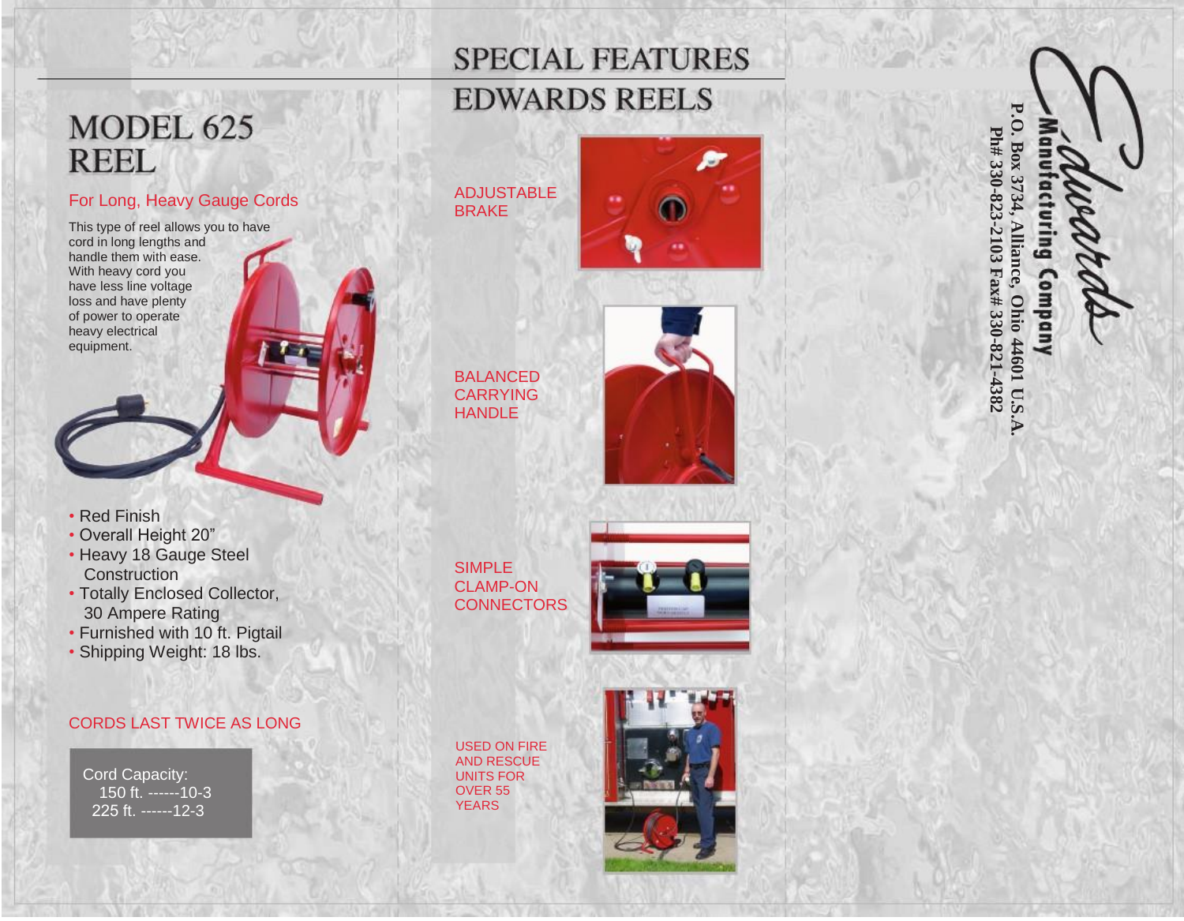# MODEL 625 REEL

## For Long, Heavy Gauge Cords

This type of reel allows you to have cord in long lengths and handle them with ease. With heavy cord you have less line voltage loss and have plenty of power to operate heavy electrical equipment.

- Red Finish
- Overall Height 20"
- Heavy 18 Gauge Steel Construction
- Totally Enclosed Collector, 30 Ampere Rating
- Furnished with 10 ft. Pigtail
- Shipping Weight: 18 lbs.

CORDS LAST TWICE AS LONG

Cord Capacity:
150 ft. ------10-3
225 ft. ------12-3

# SPECIAL FEATURES EDWARDS REELS

ADJUSTABLE BRAKE

BALANCED CARRYING HANDLE

SIMPLE CLAMP-ON CONNECTORS

USED ON FIRE AND RESCUE UNITS FOR OVER 55 YEARS

**Edwards Manufacturing Company**

P.O. Box 3734, Alliance, Ohio 44601 U.S.A.
Ph# 330-823-2103 Fax# 330-821-4382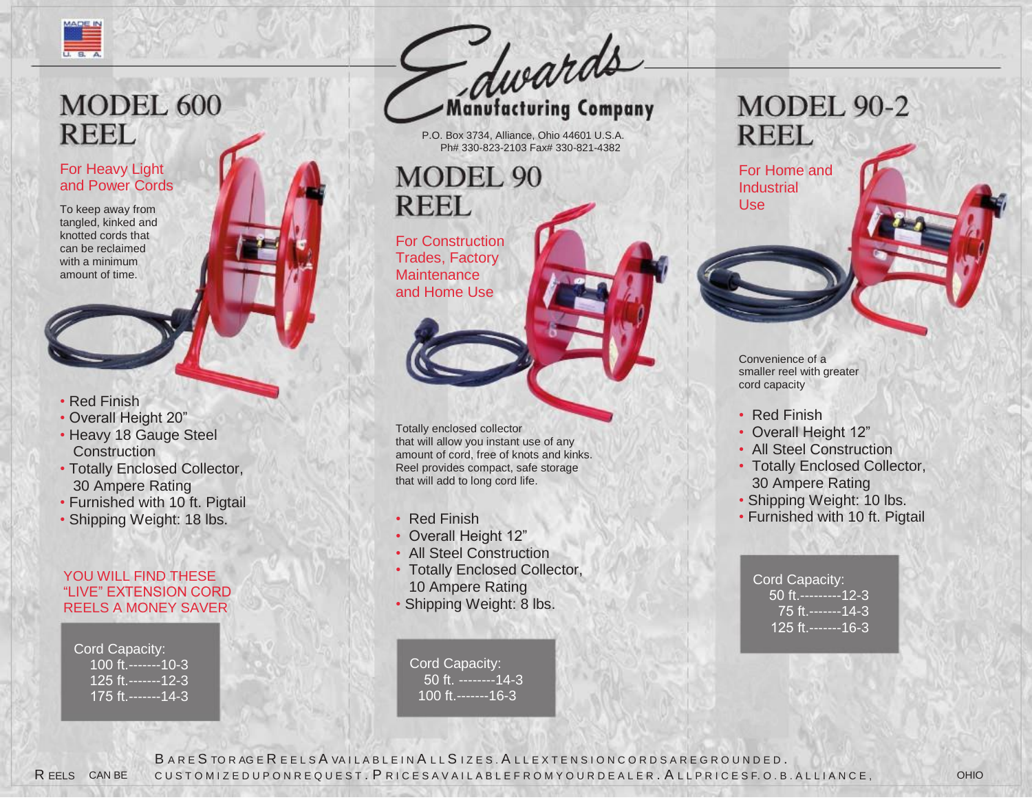MADE IN U. S. A.

# Edwards Manufacturing Company

P.O. Box 3734, Alliance, Ohio 44601 U.S.A.
Ph# 330-823-2103 Fax# 330-821-4382

## MODEL 600 REEL

For Heavy Light and Power Cords

To keep away from tangled, kinked and knotted cords that can be reclaimed with a minimum amount of time.

- Red Finish
- Overall Height 20"
- Heavy 18 Gauge Steel Construction
- Totally Enclosed Collector, 30 Ampere Rating
- Furnished with 10 ft. Pigtail
- Shipping Weight: 18 lbs.

YOU WILL FIND THESE "LIVE" EXTENSION CORD REELS A MONEY SAVER

Cord Capacity:
100 ft.-------10-3
125 ft.-------12-3
175 ft.-------14-3

## MODEL 90 REEL

For Construction Trades, Factory Maintenance and Home Use

Totally enclosed collector that will allow you instant use of any amount of cord, free of knots and kinks. Reel provides compact, safe storage that will add to long cord life.

- Red Finish
- Overall Height 12"
- All Steel Construction
- Totally Enclosed Collector, 10 Ampere Rating
- Shipping Weight: 8 lbs.

Cord Capacity:
50 ft. --------14-3
100 ft.-------16-3

## MODEL 90-2 REEL

For Home and Industrial Use

Convenience of a smaller reel with greater cord capacity

- Red Finish
- Overall Height 12"
- All Steel Construction
- Totally Enclosed Collector, 30 Ampere Rating
- Shipping Weight: 10 lbs.
- Furnished with 10 ft. Pigtail

Cord Capacity:
50 ft.---------12-3
75 ft.-------14-3
125 ft.-------16-3

Bare Storage Reels Available in All Sizes. All extension cords are grounded. Reels can be customized upon request. Prices available from your dealer. All prices F.O.B. Alliance, Ohio